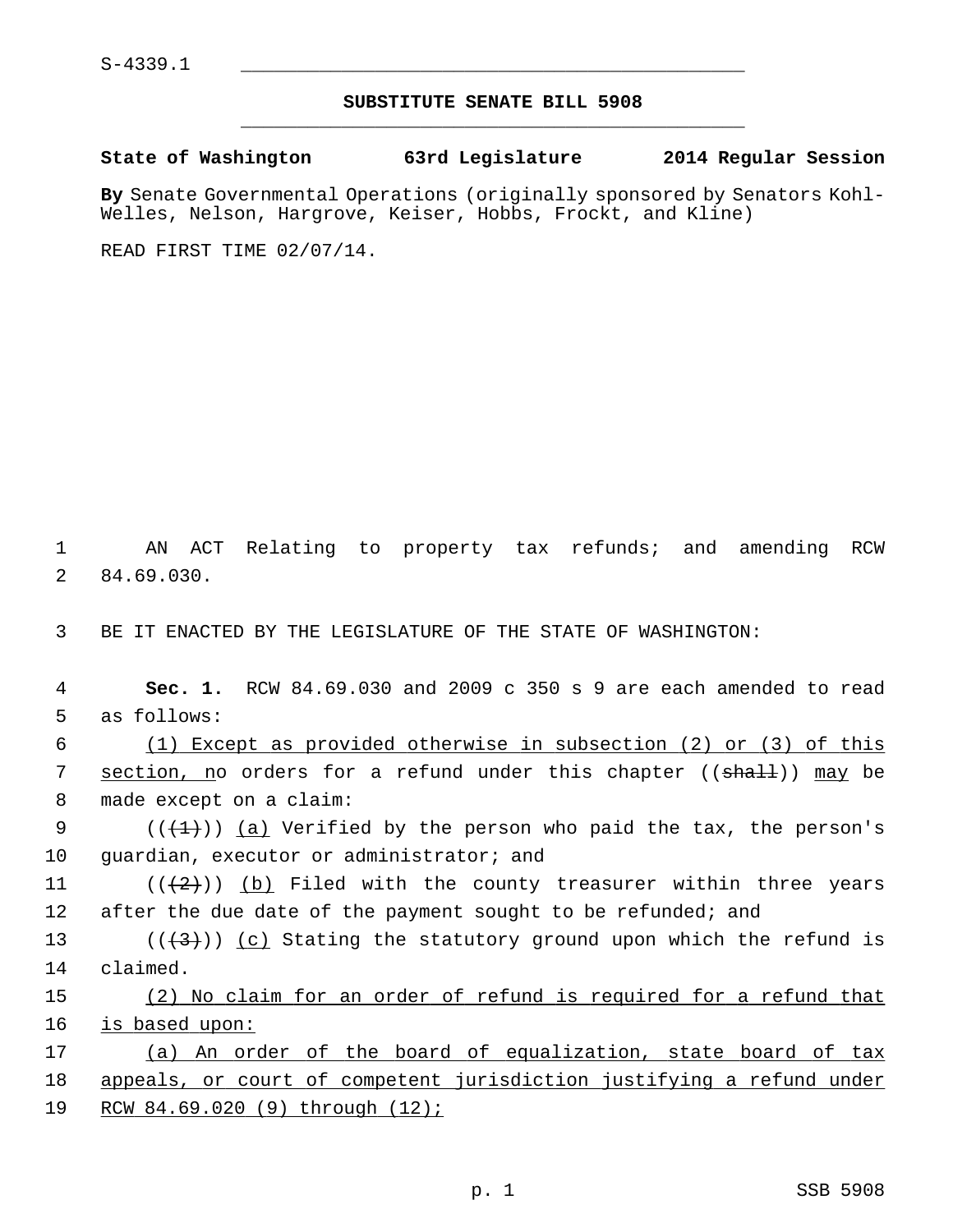S-4339.1

## SUBSTITUTE SENATE BILL 5908

**State of Washington 63rd Legislature 2014 Regular Session**

**By** Senate Governmental Operations (originally sponsored by Senators Kohl-Welles, Nelson, Hargrove, Keiser, Hobbs, Frockt, and Kline)

READ FIRST TIME 02/07/14.

AN ACT Relating to property tax refunds; and amending RCW 84.69.030.

BE IT ENACTED BY THE LEGISLATURE OF THE STATE OF WASHINGTON:

**Sec. 1.** RCW 84.69.030 and 2009 c 350 s 9 are each amended to read as follows:

(1) Except as provided otherwise in subsection (2) or (3) of this section, no orders for a refund under this chapter ((shall)) may be made except on a claim:

(((1))) (a) Verified by the person who paid the tax, the person's guardian, executor or administrator; and

(((2))) (b) Filed with the county treasurer within three years after the due date of the payment sought to be refunded; and

(((3))) (c) Stating the statutory ground upon which the refund is claimed.

(2) No claim for an order of refund is required for a refund that is based upon:

(a) An order of the board of equalization, state board of tax appeals, or court of competent jurisdiction justifying a refund under RCW 84.69.020 (9) through (12);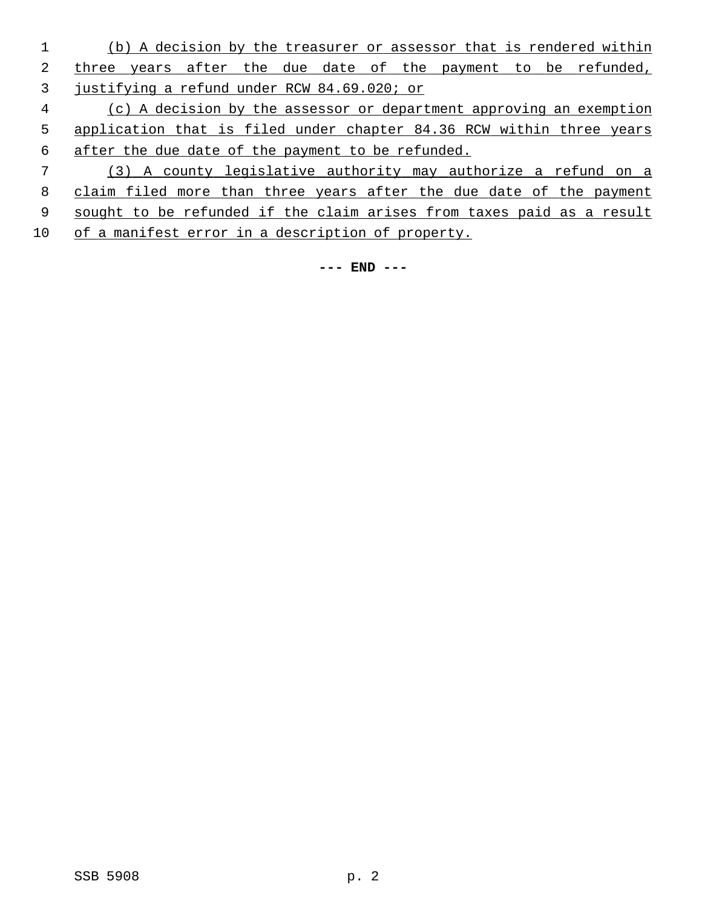(b) A decision by the treasurer or assessor that is rendered within three years after the due date of the payment to be refunded, justifying a refund under RCW 84.69.020; or

(c) A decision by the assessor or department approving an exemption application that is filed under chapter 84.36 RCW within three years after the due date of the payment to be refunded.

(3) A county legislative authority may authorize a refund on a claim filed more than three years after the due date of the payment sought to be refunded if the claim arises from taxes paid as a result of a manifest error in a description of property.

**--- END ---**